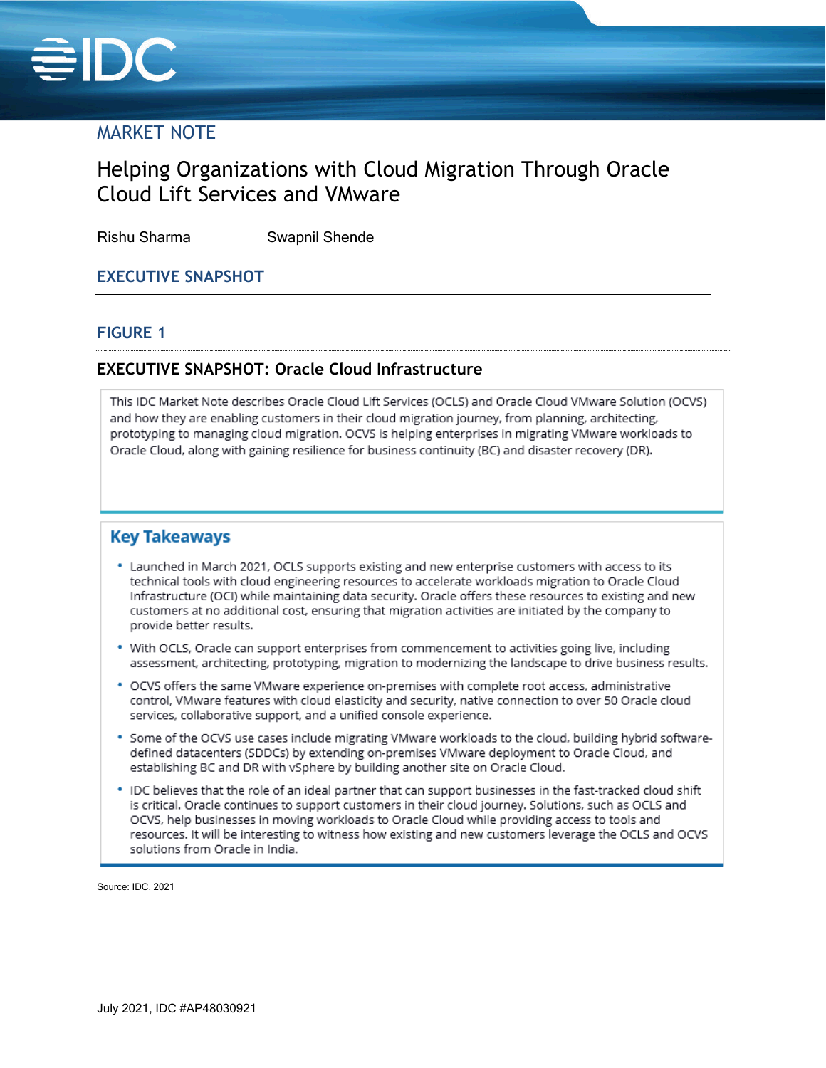MARKET NOTE

# Helping Organizations with Cloud Migration Through Oracle Cloud Lift Services and VMware

Rishu Sharma Swapnil Shende

## EXECUTIVE SNAPSHOT

### FIGURE 1

### EXECUTIVE SNAPSHOT: Oracle Cloud Infrastructure

This IDC Market Note describes Oracle Cloud Lift Services (OCLS) and Oracle Cloud VMware Solution (OCVS) and how they are enabling customers in their cloud migration journey, from planning, architecting, prototyping to managing cloud migration. OCVS is helping enterprises in migrating VMware workloads to Oracle Cloud, along with gaining resilience for business continuity (BC) and disaster recovery (DR).

#### Key Takeaways

- Launched in March 2021, OCLS supports existing and new enterprise customers with access to its technical tools with cloud engineering resources to accelerate workloads migration to Oracle Cloud Infrastructure (OCI) while maintaining data security. Oracle offers these resources to existing and new customers at no additional cost, ensuring that migration activities are initiated by the company to provide better results.
- With OCLS, Oracle can support enterprises from commencement to activities going live, including assessment, architecting, prototyping, migration to modernizing the landscape to drive business results.
- OCVS offers the same VMware experience on-premises with complete root access, administrative control, VMware features with cloud elasticity and security, native connection to over 50 Oracle cloud services, collaborative support, and a unified console experience.
- Some of the OCVS use cases include migrating VMware workloads to the cloud, building hybrid software-defined datacenters (SDDCs) by extending on-premises VMware deployment to Oracle Cloud, and establishing BC and DR with vSphere by building another site on Oracle Cloud.
- IDC believes that the role of an ideal partner that can support businesses in the fast-tracked cloud shift is critical. Oracle continues to support customers in their cloud journey. Solutions, such as OCLS and OCVS, help businesses in moving workloads to Oracle Cloud while providing access to tools and resources. It will be interesting to witness how existing and new customers leverage the OCLS and OCVS solutions from Oracle in India.

Source: IDC, 2021

July 2021, IDC #AP48030921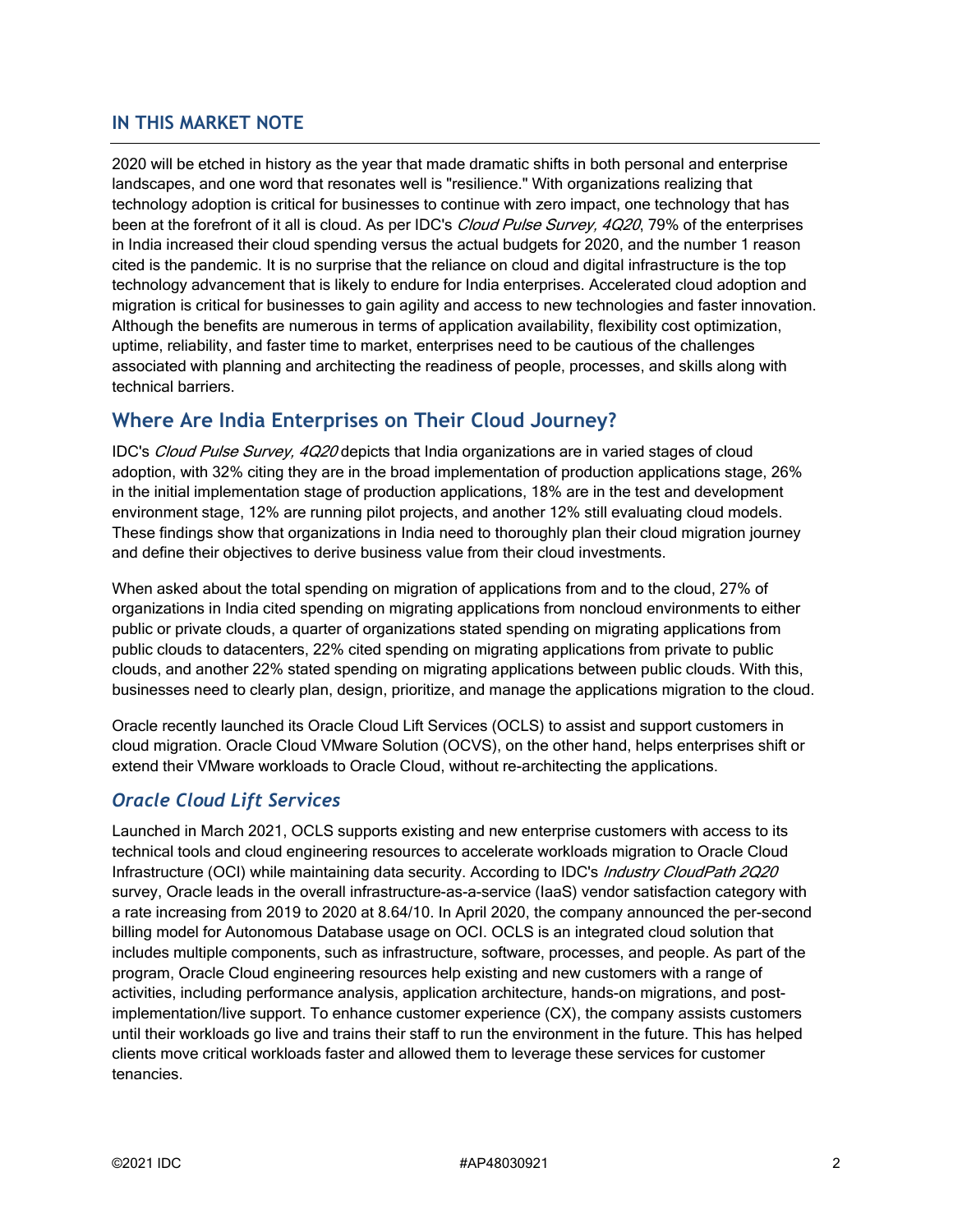## IN THIS MARKET NOTE

2020 will be etched in history as the year that made dramatic shifts in both personal and enterprise landscapes, and one word that resonates well is "resilience." With organizations realizing that technology adoption is critical for businesses to continue with zero impact, one technology that has been at the forefront of it all is cloud. As per IDC's *Cloud Pulse Survey, 4Q20*, 79% of the enterprises in India increased their cloud spending versus the actual budgets for 2020, and the number 1 reason cited is the pandemic. It is no surprise that the reliance on cloud and digital infrastructure is the top technology advancement that is likely to endure for India enterprises. Accelerated cloud adoption and migration is critical for businesses to gain agility and access to new technologies and faster innovation. Although the benefits are numerous in terms of application availability, flexibility cost optimization, uptime, reliability, and faster time to market, enterprises need to be cautious of the challenges associated with planning and architecting the readiness of people, processes, and skills along with technical barriers.

## Where Are India Enterprises on Their Cloud Journey?

IDC's *Cloud Pulse Survey, 4Q20* depicts that India organizations are in varied stages of cloud adoption, with 32% citing they are in the broad implementation of production applications stage, 26% in the initial implementation stage of production applications, 18% are in the test and development environment stage, 12% are running pilot projects, and another 12% still evaluating cloud models. These findings show that organizations in India need to thoroughly plan their cloud migration journey and define their objectives to derive business value from their cloud investments.

When asked about the total spending on migration of applications from and to the cloud, 27% of organizations in India cited spending on migrating applications from noncloud environments to either public or private clouds, a quarter of organizations stated spending on migrating applications from public clouds to datacenters, 22% cited spending on migrating applications from private to public clouds, and another 22% stated spending on migrating applications between public clouds. With this, businesses need to clearly plan, design, prioritize, and manage the applications migration to the cloud.

Oracle recently launched its Oracle Cloud Lift Services (OCLS) to assist and support customers in cloud migration. Oracle Cloud VMware Solution (OCVS), on the other hand, helps enterprises shift or extend their VMware workloads to Oracle Cloud, without re-architecting the applications.

### *Oracle Cloud Lift Services*

Launched in March 2021, OCLS supports existing and new enterprise customers with access to its technical tools and cloud engineering resources to accelerate workloads migration to Oracle Cloud Infrastructure (OCI) while maintaining data security. According to IDC's *Industry CloudPath 2Q20* survey, Oracle leads in the overall infrastructure-as-a-service (IaaS) vendor satisfaction category with a rate increasing from 2019 to 2020 at 8.64/10. In April 2020, the company announced the per-second billing model for Autonomous Database usage on OCI. OCLS is an integrated cloud solution that includes multiple components, such as infrastructure, software, processes, and people. As part of the program, Oracle Cloud engineering resources help existing and new customers with a range of activities, including performance analysis, application architecture, hands-on migrations, and post-implementation/live support. To enhance customer experience (CX), the company assists customers until their workloads go live and trains their staff to run the environment in the future. This has helped clients move critical workloads faster and allowed them to leverage these services for customer tenancies.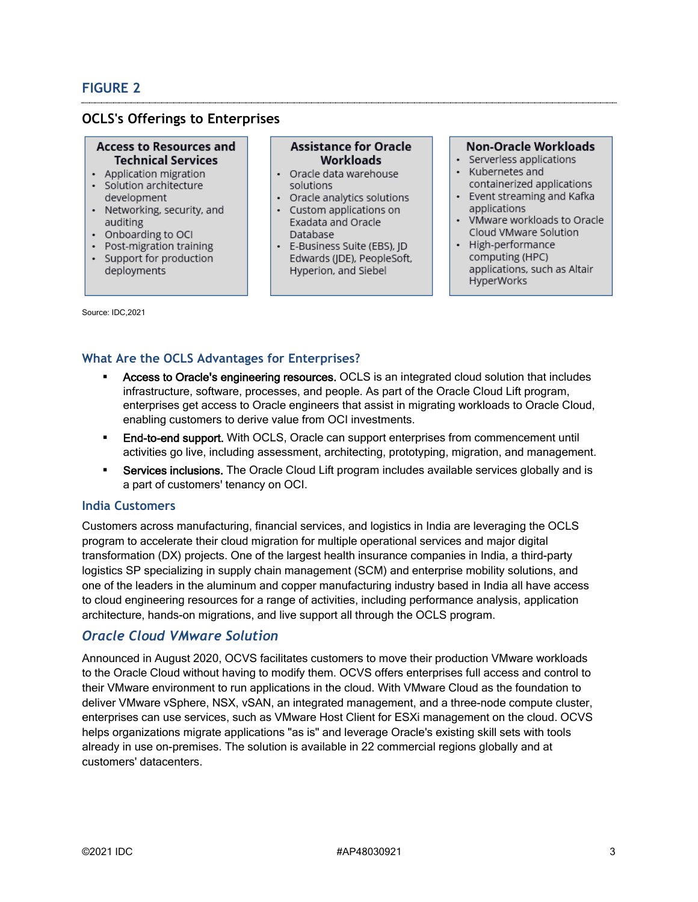## FIGURE 2

### OCLS's Offerings to Enterprises

| Access to Resources and Technical Services | Assistance for Oracle Workloads | Non-Oracle Workloads |
| --- | --- | --- |
| • Application migration<br>• Solution architecture development<br>• Networking, security, and auditing<br>• Onboarding to OCI<br>• Post-migration training<br>• Support for production deployments | • Oracle data warehouse solutions<br>• Oracle analytics solutions<br>• Custom applications on Exadata and Oracle Database<br>• E-Business Suite (EBS), JD Edwards (JDE), PeopleSoft, Hyperion, and Siebel | • Serverless applications<br>• Kubernetes and containerized applications<br>• Event streaming and Kafka applications<br>• VMware workloads to Oracle Cloud VMware Solution<br>• High-performance computing (HPC) applications, such as Altair HyperWorks |

Source: IDC,2021

### What Are the OCLS Advantages for Enterprises?

- Access to Oracle's engineering resources. OCLS is an integrated cloud solution that includes infrastructure, software, processes, and people. As part of the Oracle Cloud Lift program, enterprises get access to Oracle engineers that assist in migrating workloads to Oracle Cloud, enabling customers to derive value from OCI investments.
- End-to-end support. With OCLS, Oracle can support enterprises from commencement until activities go live, including assessment, architecting, prototyping, migration, and management.
- Services inclusions. The Oracle Cloud Lift program includes available services globally and is a part of customers' tenancy on OCI.

### India Customers

Customers across manufacturing, financial services, and logistics in India are leveraging the OCLS program to accelerate their cloud migration for multiple operational services and major digital transformation (DX) projects. One of the largest health insurance companies in India, a third-party logistics SP specializing in supply chain management (SCM) and enterprise mobility solutions, and one of the leaders in the aluminum and copper manufacturing industry based in India all have access to cloud engineering resources for a range of activities, including performance analysis, application architecture, hands-on migrations, and live support all through the OCLS program.

### *Oracle Cloud VMware Solution*

Announced in August 2020, OCVS facilitates customers to move their production VMware workloads to the Oracle Cloud without having to modify them. OCVS offers enterprises full access and control to their VMware environment to run applications in the cloud. With VMware Cloud as the foundation to deliver VMware vSphere, NSX, vSAN, an integrated management, and a three-node compute cluster, enterprises can use services, such as VMware Host Client for ESXi management on the cloud. OCVS helps organizations migrate applications "as is" and leverage Oracle's existing skill sets with tools already in use on-premises. The solution is available in 22 commercial regions globally and at customers' datacenters.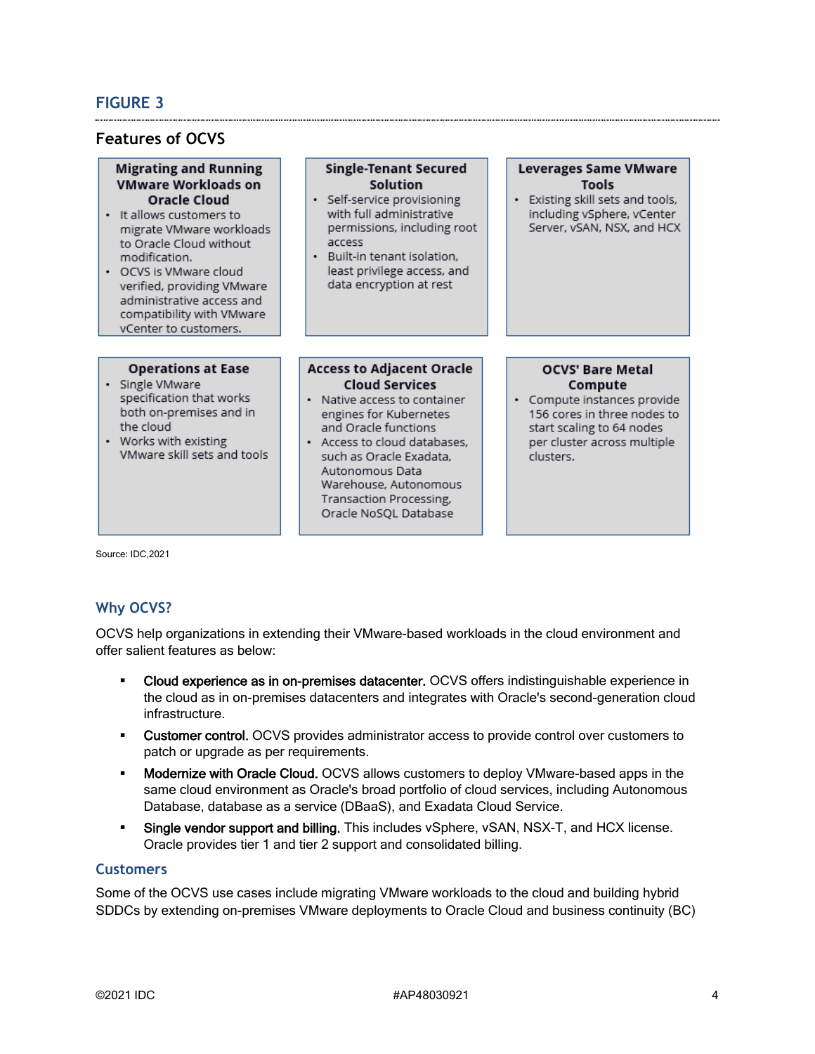## FIGURE 3

### Features of OCVS

**Migrating and Running VMware Workloads on Oracle Cloud**

- It allows customers to migrate VMware workloads to Oracle Cloud without modification.
- OCVS is VMware cloud verified, providing VMware administrative access and compatibility with VMware vCenter to customers.

**Single-Tenant Secured Solution**

- Self-service provisioning with full administrative permissions, including root access
- Built-in tenant isolation, least privilege access, and data encryption at rest

**Leverages Same VMware Tools**

- Existing skill sets and tools, including vSphere, vCenter Server, vSAN, NSX, and HCX

**Operations at Ease**

- Single VMware specification that works both on-premises and in the cloud
- Works with existing VMware skill sets and tools

**Access to Adjacent Oracle Cloud Services**

- Native access to container engines for Kubernetes and Oracle functions
- Access to cloud databases, such as Oracle Exadata, Autonomous Data Warehouse, Autonomous Transaction Processing, Oracle NoSQL Database

**OCVS' Bare Metal Compute**

- Compute instances provide 156 cores in three nodes to start scaling to 64 nodes per cluster across multiple clusters.

Source: IDC,2021

### Why OCVS?

OCVS help organizations in extending their VMware-based workloads in the cloud environment and offer salient features as below:

- **Cloud experience as in on-premises datacenter.** OCVS offers indistinguishable experience in the cloud as in on-premises datacenters and integrates with Oracle's second-generation cloud infrastructure.
- **Customer control.** OCVS provides administrator access to provide control over customers to patch or upgrade as per requirements.
- **Modernize with Oracle Cloud.** OCVS allows customers to deploy VMware-based apps in the same cloud environment as Oracle's broad portfolio of cloud services, including Autonomous Database, database as a service (DBaaS), and Exadata Cloud Service.
- **Single vendor support and billing.** This includes vSphere, vSAN, NSX-T, and HCX license. Oracle provides tier 1 and tier 2 support and consolidated billing.

### Customers

Some of the OCVS use cases include migrating VMware workloads to the cloud and building hybrid SDDCs by extending on-premises VMware deployments to Oracle Cloud and business continuity (BC)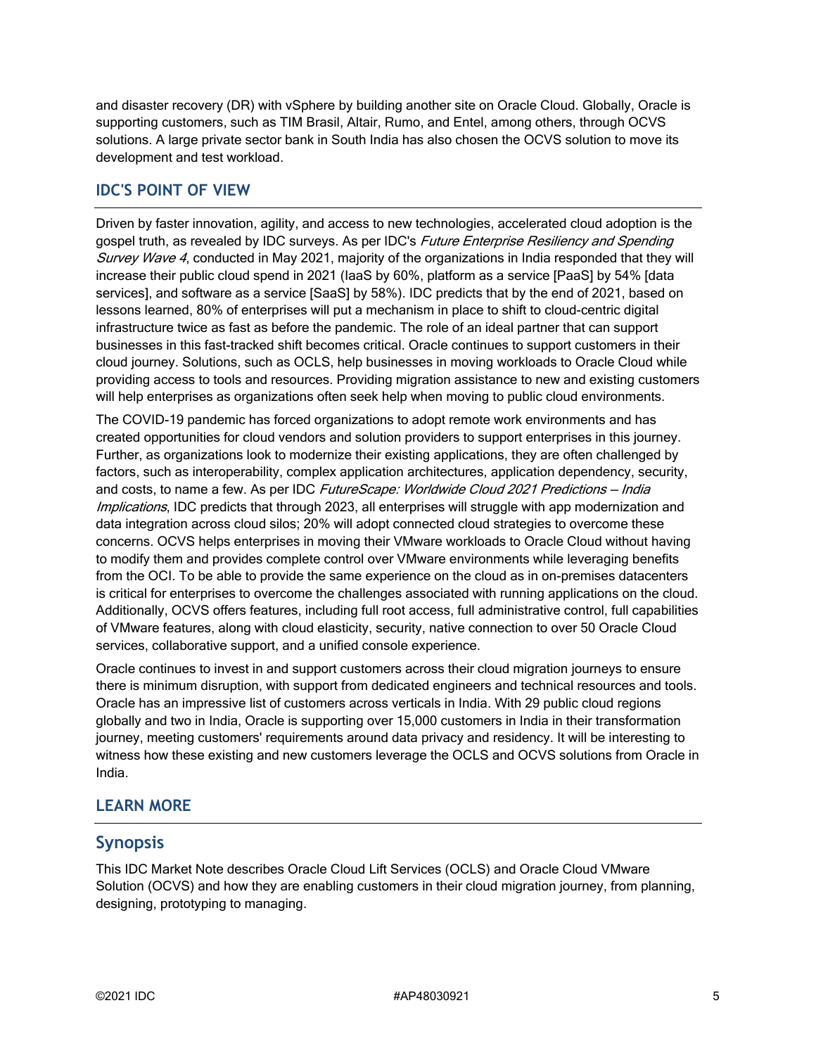and disaster recovery (DR) with vSphere by building another site on Oracle Cloud. Globally, Oracle is supporting customers, such as TIM Brasil, Altair, Rumo, and Entel, among others, through OCVS solutions. A large private sector bank in South India has also chosen the OCVS solution to move its development and test workload.

## IDC'S POINT OF VIEW

Driven by faster innovation, agility, and access to new technologies, accelerated cloud adoption is the gospel truth, as revealed by IDC surveys. As per IDC's *Future Enterprise Resiliency and Spending Survey Wave 4*, conducted in May 2021, majority of the organizations in India responded that they will increase their public cloud spend in 2021 (IaaS by 60%, platform as a service [PaaS] by 54% [data services], and software as a service [SaaS] by 58%). IDC predicts that by the end of 2021, based on lessons learned, 80% of enterprises will put a mechanism in place to shift to cloud-centric digital infrastructure twice as fast as before the pandemic. The role of an ideal partner that can support businesses in this fast-tracked shift becomes critical. Oracle continues to support customers in their cloud journey. Solutions, such as OCLS, help businesses in moving workloads to Oracle Cloud while providing access to tools and resources. Providing migration assistance to new and existing customers will help enterprises as organizations often seek help when moving to public cloud environments.

The COVID-19 pandemic has forced organizations to adopt remote work environments and has created opportunities for cloud vendors and solution providers to support enterprises in this journey. Further, as organizations look to modernize their existing applications, they are often challenged by factors, such as interoperability, complex application architectures, application dependency, security, and costs, to name a few. As per IDC *FutureScape: Worldwide Cloud 2021 Predictions — India Implications*, IDC predicts that through 2023, all enterprises will struggle with app modernization and data integration across cloud silos; 20% will adopt connected cloud strategies to overcome these concerns. OCVS helps enterprises in moving their VMware workloads to Oracle Cloud without having to modify them and provides complete control over VMware environments while leveraging benefits from the OCI. To be able to provide the same experience on the cloud as in on-premises datacenters is critical for enterprises to overcome the challenges associated with running applications on the cloud. Additionally, OCVS offers features, including full root access, full administrative control, full capabilities of VMware features, along with cloud elasticity, security, native connection to over 50 Oracle Cloud services, collaborative support, and a unified console experience.

Oracle continues to invest in and support customers across their cloud migration journeys to ensure there is minimum disruption, with support from dedicated engineers and technical resources and tools. Oracle has an impressive list of customers across verticals in India. With 29 public cloud regions globally and two in India, Oracle is supporting over 15,000 customers in India in their transformation journey, meeting customers' requirements around data privacy and residency. It will be interesting to witness how these existing and new customers leverage the OCLS and OCVS solutions from Oracle in India.

## LEARN MORE

### Synopsis

This IDC Market Note describes Oracle Cloud Lift Services (OCLS) and Oracle Cloud VMware Solution (OCVS) and how they are enabling customers in their cloud migration journey, from planning, designing, prototyping to managing.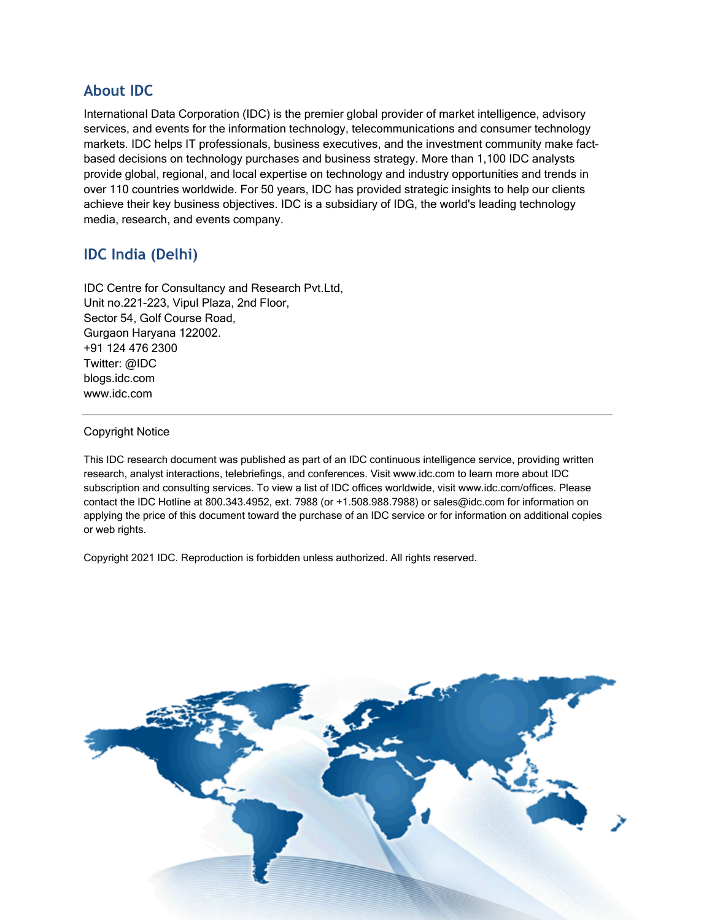## About IDC

International Data Corporation (IDC) is the premier global provider of market intelligence, advisory services, and events for the information technology, telecommunications and consumer technology markets. IDC helps IT professionals, business executives, and the investment community make fact-based decisions on technology purchases and business strategy. More than 1,100 IDC analysts provide global, regional, and local expertise on technology and industry opportunities and trends in over 110 countries worldwide. For 50 years, IDC has provided strategic insights to help our clients achieve their key business objectives. IDC is a subsidiary of IDG, the world's leading technology media, research, and events company.

## IDC India (Delhi)

IDC Centre for Consultancy and Research Pvt.Ltd,
Unit no.221-223, Vipul Plaza, 2nd Floor,
Sector 54, Golf Course Road,
Gurgaon Haryana 122002.
+91 124 476 2300
Twitter: @IDC
blogs.idc.com
www.idc.com

---

Copyright Notice

This IDC research document was published as part of an IDC continuous intelligence service, providing written research, analyst interactions, telebriefings, and conferences. Visit www.idc.com to learn more about IDC subscription and consulting services. To view a list of IDC offices worldwide, visit www.idc.com/offices. Please contact the IDC Hotline at 800.343.4952, ext. 7988 (or +1.508.988.7988) or sales@idc.com for information on applying the price of this document toward the purchase of an IDC service or for information on additional copies or web rights.

Copyright 2021 IDC. Reproduction is forbidden unless authorized. All rights reserved.